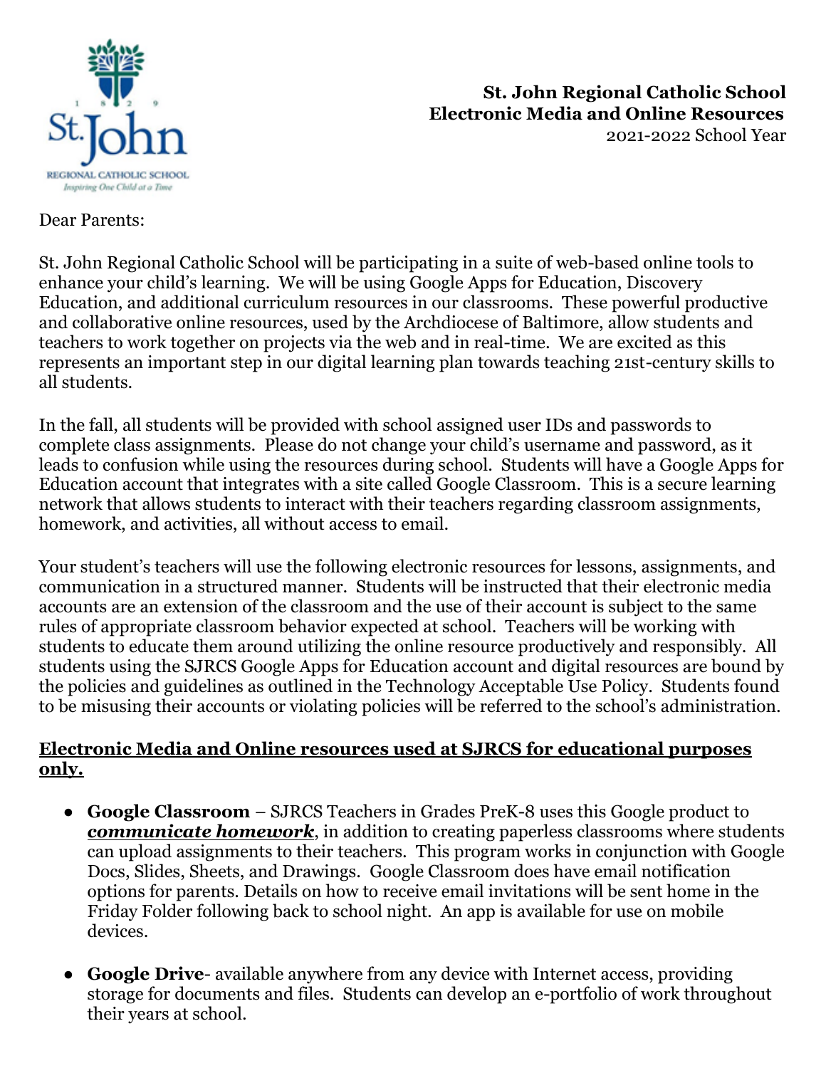**St. John Regional Catholic School**
**Electronic Media and Online Resources**
2021-2022 School Year

Dear Parents:

St. John Regional Catholic School will be participating in a suite of web-based online tools to enhance your child's learning. We will be using Google Apps for Education, Discovery Education, and additional curriculum resources in our classrooms. These powerful productive and collaborative online resources, used by the Archdiocese of Baltimore, allow students and teachers to work together on projects via the web and in real-time. We are excited as this represents an important step in our digital learning plan towards teaching 21st-century skills to all students.

In the fall, all students will be provided with school assigned user IDs and passwords to complete class assignments. Please do not change your child's username and password, as it leads to confusion while using the resources during school. Students will have a Google Apps for Education account that integrates with a site called Google Classroom. This is a secure learning network that allows students to interact with their teachers regarding classroom assignments, homework, and activities, all without access to email.

Your student's teachers will use the following electronic resources for lessons, assignments, and communication in a structured manner. Students will be instructed that their electronic media accounts are an extension of the classroom and the use of their account is subject to the same rules of appropriate classroom behavior expected at school. Teachers will be working with students to educate them around utilizing the online resource productively and responsibly. All students using the SJRCS Google Apps for Education account and digital resources are bound by the policies and guidelines as outlined in the Technology Acceptable Use Policy. Students found to be misusing their accounts or violating policies will be referred to the school's administration.

**Electronic Media and Online resources used at SJRCS for educational purposes only.**

- **Google Classroom** – SJRCS Teachers in Grades PreK-8 uses this Google product to ***communicate homework***, in addition to creating paperless classrooms where students can upload assignments to their teachers. This program works in conjunction with Google Docs, Slides, Sheets, and Drawings. Google Classroom does have email notification options for parents. Details on how to receive email invitations will be sent home in the Friday Folder following back to school night. An app is available for use on mobile devices.

- **Google Drive**- available anywhere from any device with Internet access, providing storage for documents and files. Students can develop an e-portfolio of work throughout their years at school.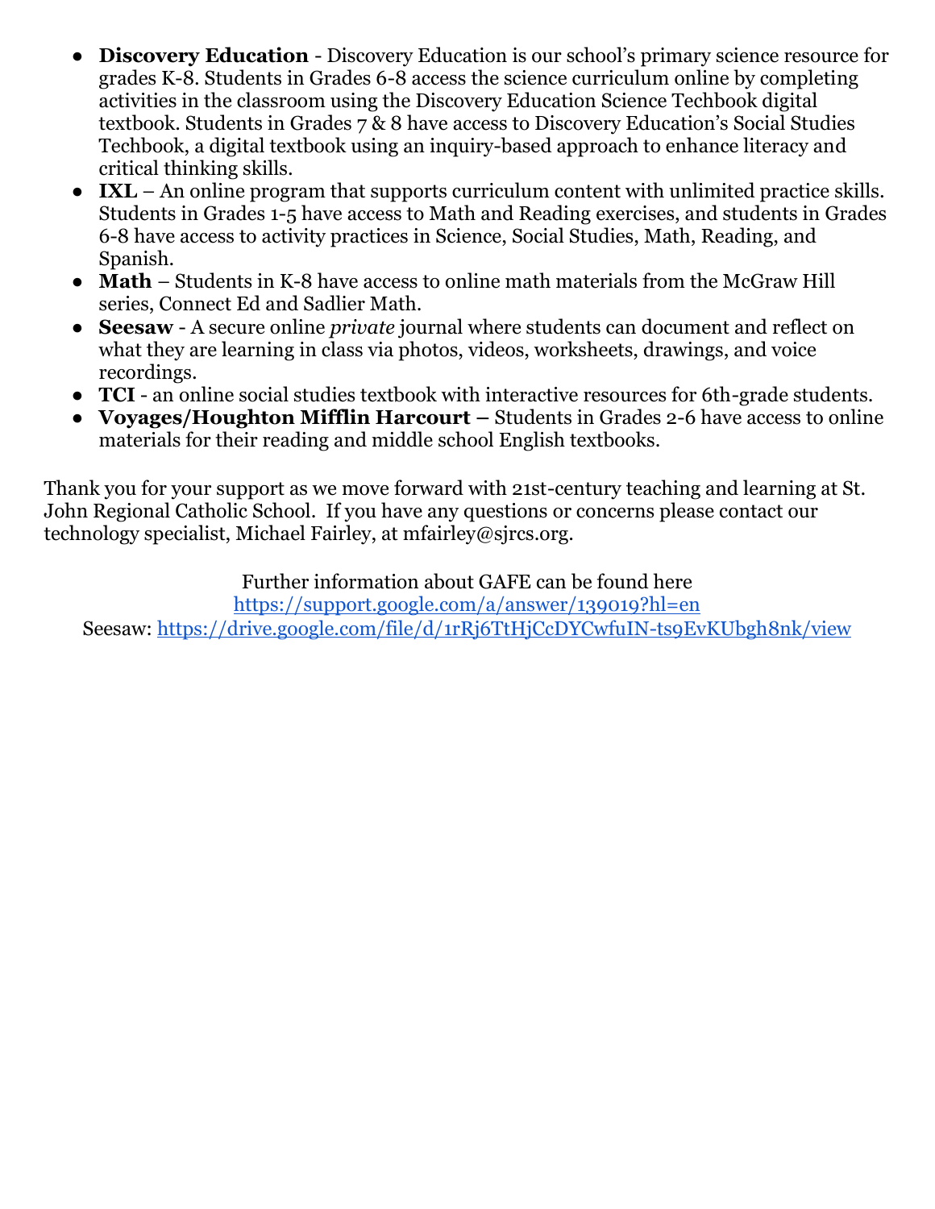- **Discovery Education** - Discovery Education is our school's primary science resource for grades K-8. Students in Grades 6-8 access the science curriculum online by completing activities in the classroom using the Discovery Education Science Techbook digital textbook. Students in Grades 7 & 8 have access to Discovery Education's Social Studies Techbook, a digital textbook using an inquiry-based approach to enhance literacy and critical thinking skills.
- **IXL** – An online program that supports curriculum content with unlimited practice skills. Students in Grades 1-5 have access to Math and Reading exercises, and students in Grades 6-8 have access to activity practices in Science, Social Studies, Math, Reading, and Spanish.
- **Math** – Students in K-8 have access to online math materials from the McGraw Hill series, Connect Ed and Sadlier Math.
- **Seesaw** - A secure online *private* journal where students can document and reflect on what they are learning in class via photos, videos, worksheets, drawings, and voice recordings.
- **TCI** - an online social studies textbook with interactive resources for 6th-grade students.
- **Voyages/Houghton Mifflin Harcourt** – Students in Grades 2-6 have access to online materials for their reading and middle school English textbooks.

Thank you for your support as we move forward with 21st-century teaching and learning at St. John Regional Catholic School. If you have any questions or concerns please contact our technology specialist, Michael Fairley, at mfairley@sjrcs.org.

Further information about GAFE can be found here
https://support.google.com/a/answer/139019?hl=en
Seesaw: https://drive.google.com/file/d/1rRj6TtHjCcDYCwfuIN-ts9EvKUbgh8nk/view